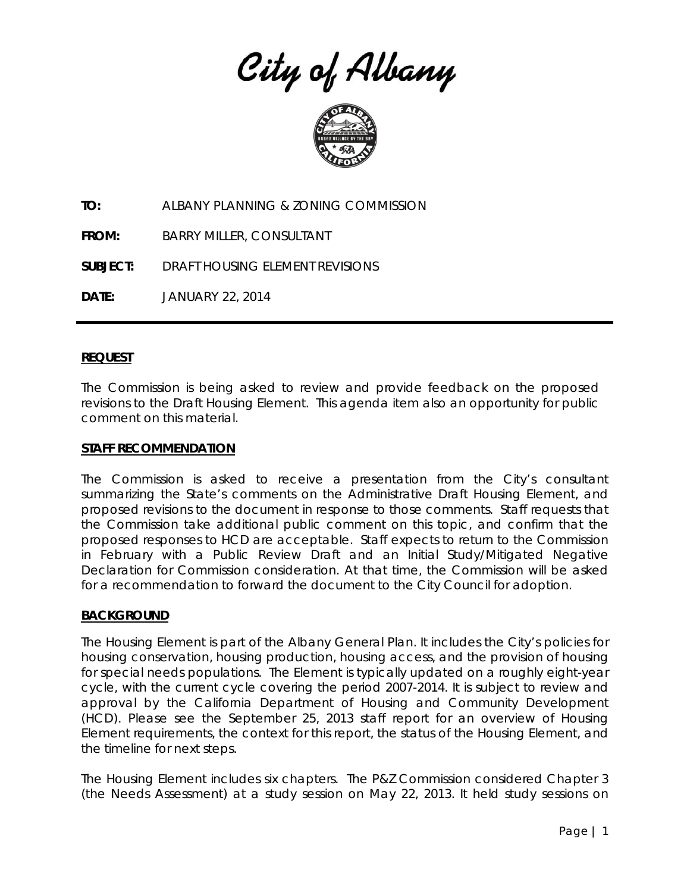# City of Albany

**TO:** ALBANY PLANNING & ZONING COMMISSION

**FROM:** BARRY MILLER, CONSULTANT

**SUBJECT:** DRAFT HOUSING ELEMENT REVISIONS

**DATE:** JANUARY 22, 2014

---

## REQUEST

The Commission is being asked to review and provide feedback on the proposed revisions to the Draft Housing Element. This agenda item also an opportunity for public comment on this material.

## STAFF RECOMMENDATION

The Commission is asked to receive a presentation from the City's consultant summarizing the State's comments on the Administrative Draft Housing Element, and proposed revisions to the document in response to those comments. Staff requests that the Commission take additional public comment on this topic, and confirm that the proposed responses to HCD are acceptable. Staff expects to return to the Commission in February with a Public Review Draft and an Initial Study/Mitigated Negative Declaration for Commission consideration. At that time, the Commission will be asked for a recommendation to forward the document to the City Council for adoption.

## BACKGROUND

The Housing Element is part of the Albany General Plan. It includes the City's policies for housing conservation, housing production, housing access, and the provision of housing for special needs populations. The Element is typically updated on a roughly eight-year cycle, with the current cycle covering the period 2007-2014. It is subject to review and approval by the California Department of Housing and Community Development (HCD). Please see the September 25, 2013 staff report for an overview of Housing Element requirements, the context for this report, the status of the Housing Element, and the timeline for next steps.

The Housing Element includes six chapters. The P&Z Commission considered Chapter 3 (the Needs Assessment) at a study session on May 22, 2013. It held study sessions on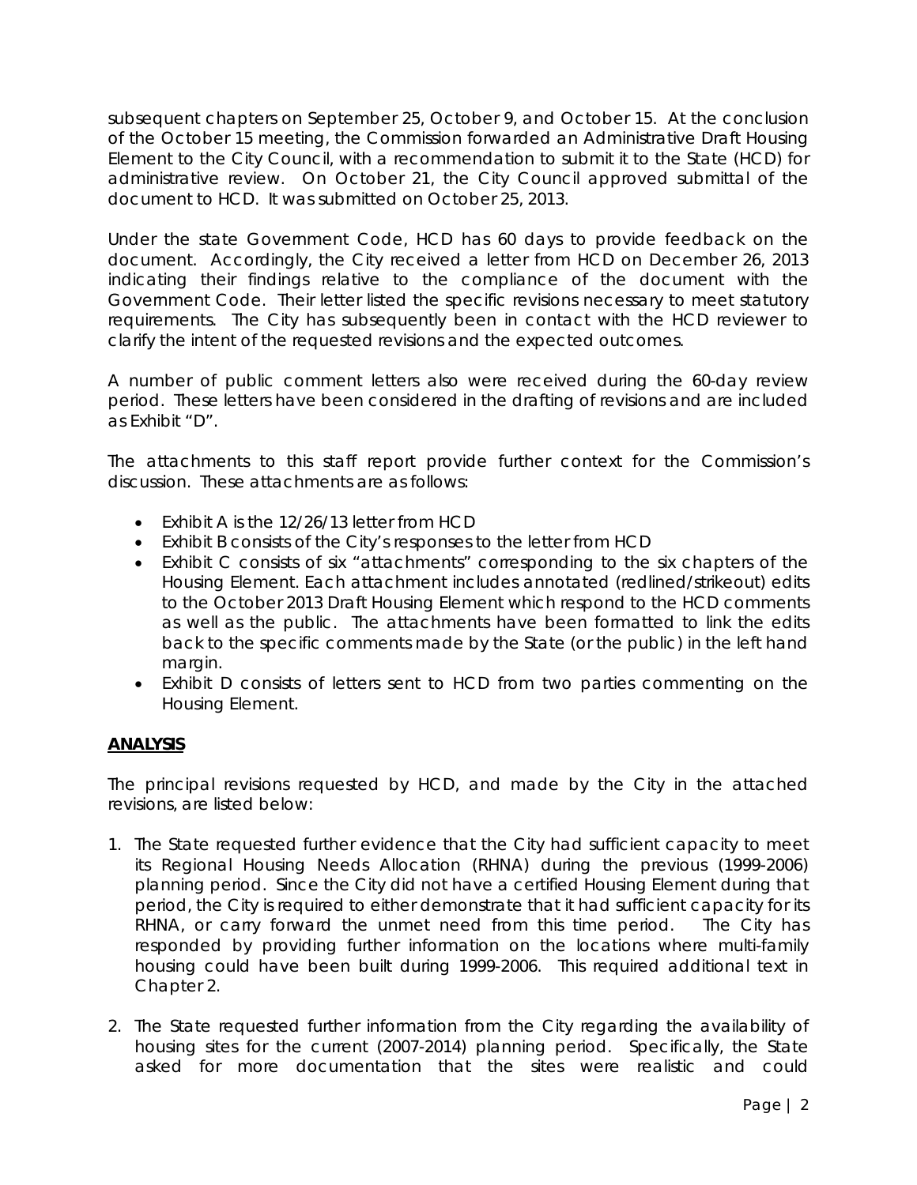subsequent chapters on September 25, October 9, and October 15. At the conclusion of the October 15 meeting, the Commission forwarded an Administrative Draft Housing Element to the City Council, with a recommendation to submit it to the State (HCD) for administrative review. On October 21, the City Council approved submittal of the document to HCD. It was submitted on October 25, 2013.

Under the state Government Code, HCD has 60 days to provide feedback on the document. Accordingly, the City received a letter from HCD on December 26, 2013 indicating their findings relative to the compliance of the document with the Government Code. Their letter listed the specific revisions necessary to meet statutory requirements. The City has subsequently been in contact with the HCD reviewer to clarify the intent of the requested revisions and the expected outcomes.

A number of public comment letters also were received during the 60-day review period. These letters have been considered in the drafting of revisions and are included as Exhibit "D".

The attachments to this staff report provide further context for the Commission's discussion. These attachments are as follows:

- Exhibit A is the 12/26/13 letter from HCD
- Exhibit B consists of the City's responses to the letter from HCD
- Exhibit C consists of six "attachments" corresponding to the six chapters of the Housing Element. Each attachment includes annotated (redlined/strikeout) edits to the October 2013 Draft Housing Element which respond to the HCD comments as well as the public. The attachments have been formatted to link the edits back to the specific comments made by the State (or the public) in the left hand margin.
- Exhibit D consists of letters sent to HCD from two parties commenting on the Housing Element.

## ANALYSIS

The principal revisions requested by HCD, and made by the City in the attached revisions, are listed below:

1. The State requested further evidence that the City had sufficient capacity to meet its Regional Housing Needs Allocation (RHNA) during the previous (1999-2006) planning period. Since the City did not have a certified Housing Element during that period, the City is required to either demonstrate that it had sufficient capacity for its RHNA, or carry forward the unmet need from this time period. The City has responded by providing further information on the locations where multi-family housing could have been built during 1999-2006. This required additional text in Chapter 2.

2. The State requested further information from the City regarding the availability of housing sites for the current (2007-2014) planning period. Specifically, the State asked for more documentation that the sites were realistic and could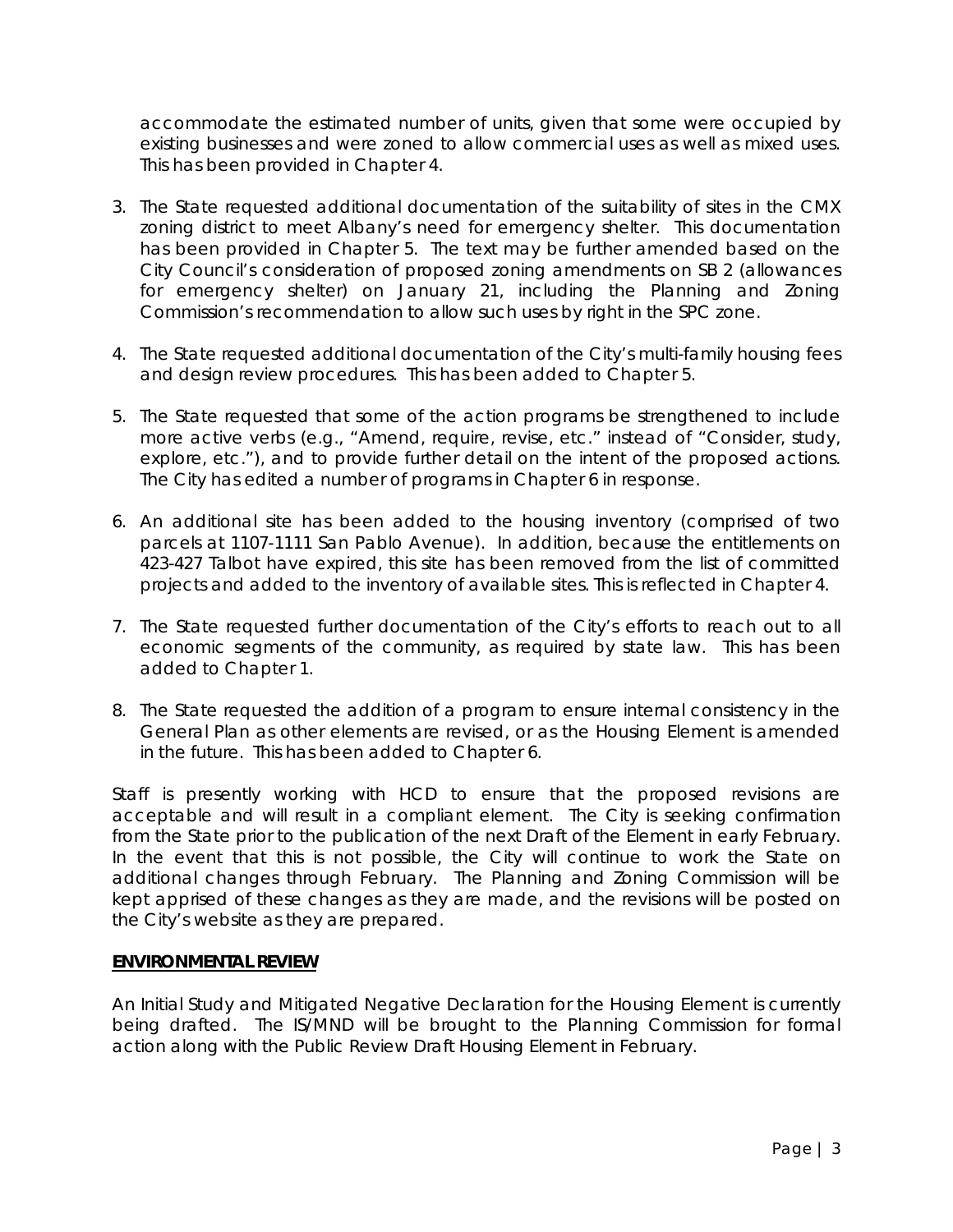accommodate the estimated number of units, given that some were occupied by existing businesses and were zoned to allow commercial uses as well as mixed uses. This has been provided in Chapter 4.

3. The State requested additional documentation of the suitability of sites in the CMX zoning district to meet Albany's need for emergency shelter. This documentation has been provided in Chapter 5. The text may be further amended based on the City Council's consideration of proposed zoning amendments on SB 2 (allowances for emergency shelter) on January 21, including the Planning and Zoning Commission's recommendation to allow such uses by right in the SPC zone.

4. The State requested additional documentation of the City's multi-family housing fees and design review procedures. This has been added to Chapter 5.

5. The State requested that some of the action programs be strengthened to include more active verbs (e.g., "Amend, require, revise, etc." instead of "Consider, study, explore, etc."), and to provide further detail on the intent of the proposed actions. The City has edited a number of programs in Chapter 6 in response.

6. An additional site has been added to the housing inventory (comprised of two parcels at 1107-1111 San Pablo Avenue). In addition, because the entitlements on 423-427 Talbot have expired, this site has been removed from the list of committed projects and added to the inventory of available sites. This is reflected in Chapter 4.

7. The State requested further documentation of the City's efforts to reach out to all economic segments of the community, as required by state law. This has been added to Chapter 1.

8. The State requested the addition of a program to ensure internal consistency in the General Plan as other elements are revised, or as the Housing Element is amended in the future. This has been added to Chapter 6.

Staff is presently working with HCD to ensure that the proposed revisions are acceptable and will result in a compliant element. The City is seeking confirmation from the State prior to the publication of the next Draft of the Element in early February. In the event that this is not possible, the City will continue to work the State on additional changes through February. The Planning and Zoning Commission will be kept apprised of these changes as they are made, and the revisions will be posted on the City's website as they are prepared.

**ENVIRONMENTAL REVIEW**

An Initial Study and Mitigated Negative Declaration for the Housing Element is currently being drafted. The IS/MND will be brought to the Planning Commission for formal action along with the Public Review Draft Housing Element in February.